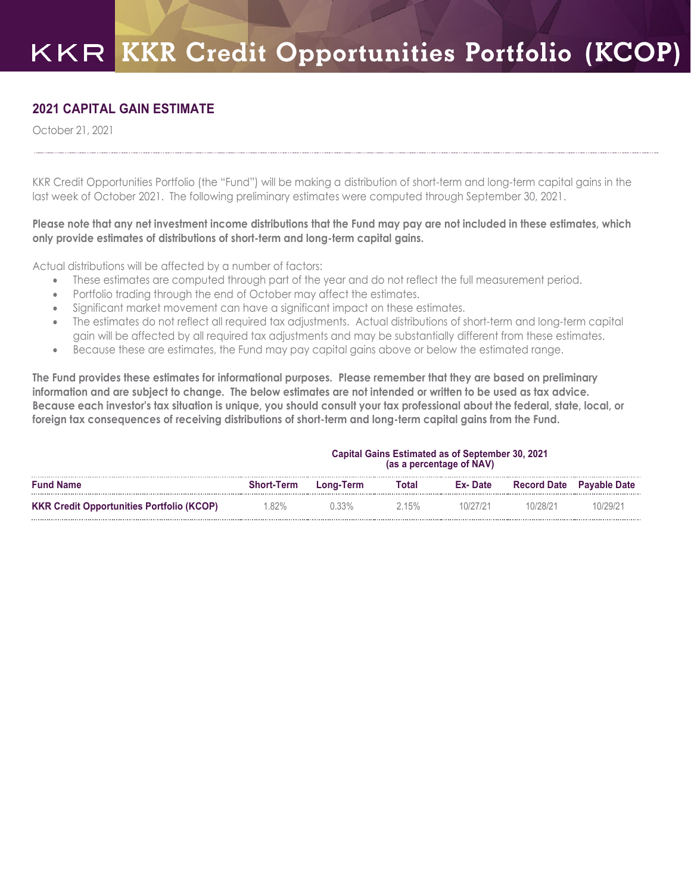# KKR Credit Opportunities Portfolio (KCOP)

## 2021 CAPITAL GAIN ESTIMATE

October 21, 2021

KKR Credit Opportunities Portfolio (the "Fund") will be making a distribution of short-term and long-term capital gains in the last week of October 2021. The following preliminary estimates were computed through September 30, 2021.

**Please note that any net investment income distributions that the Fund may pay are not included in these estimates, which only provide estimates of distributions of short-term and long-term capital gains.**

Actual distributions will be affected by a number of factors:

- These estimates are computed through part of the year and do not reflect the full measurement period.
- Portfolio trading through the end of October may affect the estimates.
- Significant market movement can have a significant impact on these estimates.
- The estimates do not reflect all required tax adjustments. Actual distributions of short-term and long-term capital gain will be affected by all required tax adjustments and may be substantially different from these estimates.
- Because these are estimates, the Fund may pay capital gains above or below the estimated range.

**The Fund provides these estimates for informational purposes. Please remember that they are based on preliminary information and are subject to change. The below estimates are not intended or written to be used as tax advice. Because each investor's tax situation is unique, you should consult your tax professional about the federal, state, local, or foreign tax consequences of receiving distributions of short-term and long-term capital gains from the Fund.**

| | Capital Gains Estimated as of September 30, 2021 (as a percentage of NAV) | | | | | |
|---|---|---|---|---|---|---|
| **Fund Name** | **Short-Term** | **Long-Term** | **Total** | **Ex- Date** | **Record Date** | **Payable Date** |
| **KKR Credit Opportunities Portfolio (KCOP)** | 1.82% | 0.33% | 2.15% | 10/27/21 | 10/28/21 | 10/29/21 |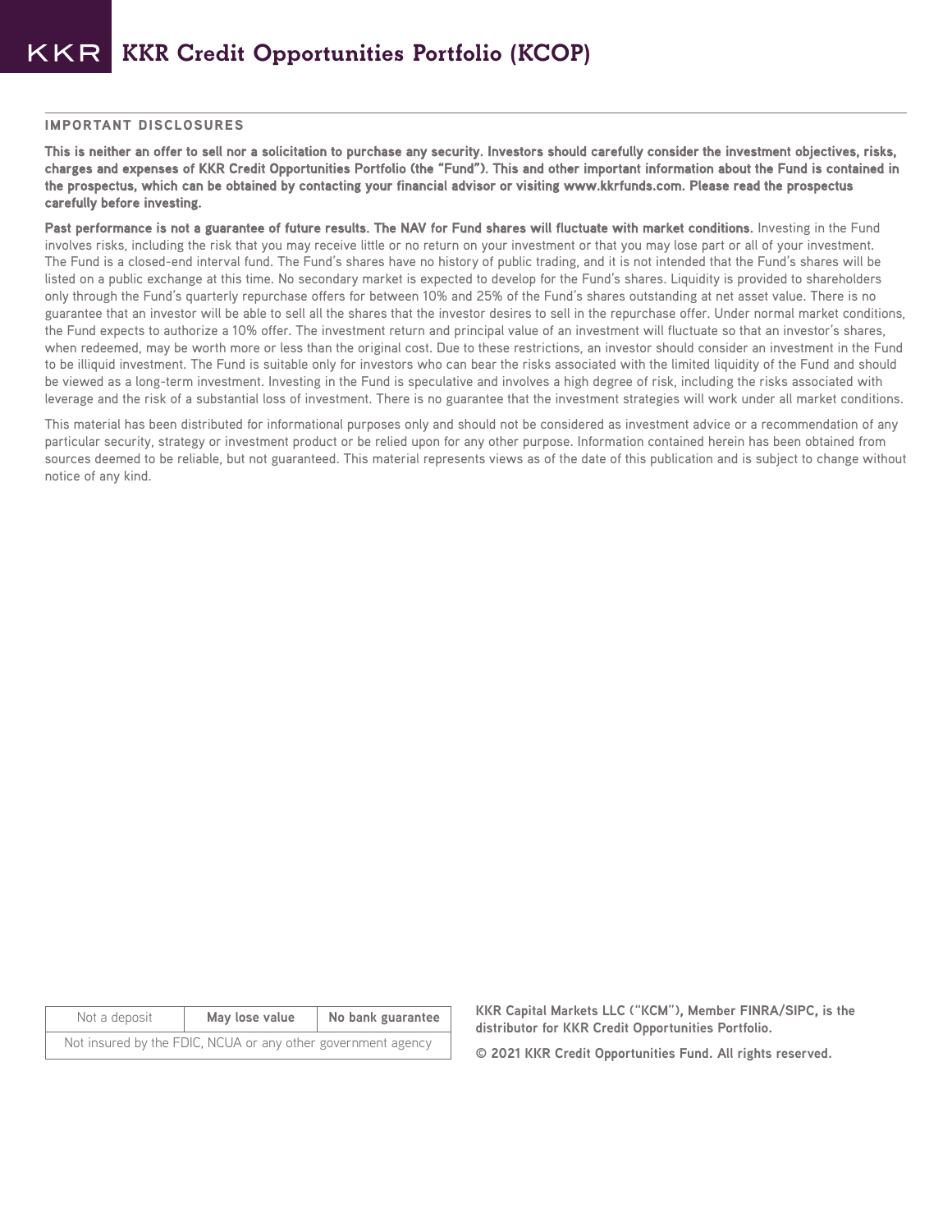## IMPORTANT DISCLOSURES

**This is neither an offer to sell nor a solicitation to purchase any security. Investors should carefully consider the investment objectives, risks, charges and expenses of KKR Credit Opportunities Portfolio (the "Fund"). This and other important information about the Fund is contained in the prospectus, which can be obtained by contacting your financial advisor or visiting www.kkrfunds.com. Please read the prospectus carefully before investing.**

**Past performance is not a guarantee of future results. The NAV for Fund shares will fluctuate with market conditions.** Investing in the Fund involves risks, including the risk that you may receive little or no return on your investment or that you may lose part or all of your investment. The Fund is a closed-end interval fund. The Fund's shares have no history of public trading, and it is not intended that the Fund's shares will be listed on a public exchange at this time. No secondary market is expected to develop for the Fund's shares. Liquidity is provided to shareholders only through the Fund's quarterly repurchase offers for between 10% and 25% of the Fund's shares outstanding at net asset value. There is no guarantee that an investor will be able to sell all the shares that the investor desires to sell in the repurchase offer. Under normal market conditions, the Fund expects to authorize a 10% offer. The investment return and principal value of an investment will fluctuate so that an investor's shares, when redeemed, may be worth more or less than the original cost. Due to these restrictions, an investor should consider an investment in the Fund to be illiquid investment. The Fund is suitable only for investors who can bear the risks associated with the limited liquidity of the Fund and should be viewed as a long-term investment. Investing in the Fund is speculative and involves a high degree of risk, including the risks associated with leverage and the risk of a substantial loss of investment. There is no guarantee that the investment strategies will work under all market conditions.

This material has been distributed for informational purposes only and should not be considered as investment advice or a recommendation of any particular security, strategy or investment product or be relied upon for any other purpose. Information contained herein has been obtained from sources deemed to be reliable, but not guaranteed. This material represents views as of the date of this publication and is subject to change without notice of any kind.

| Not a deposit | **May lose value** | **No bank guarantee** |
|---|---|---|
| Not insured by the FDIC, NCUA or any other government agency | | |

**KKR Capital Markets LLC ("KCM"), Member FINRA/SIPC, is the distributor for KKR Credit Opportunities Portfolio.**

**© 2021 KKR Credit Opportunities Fund. All rights reserved.**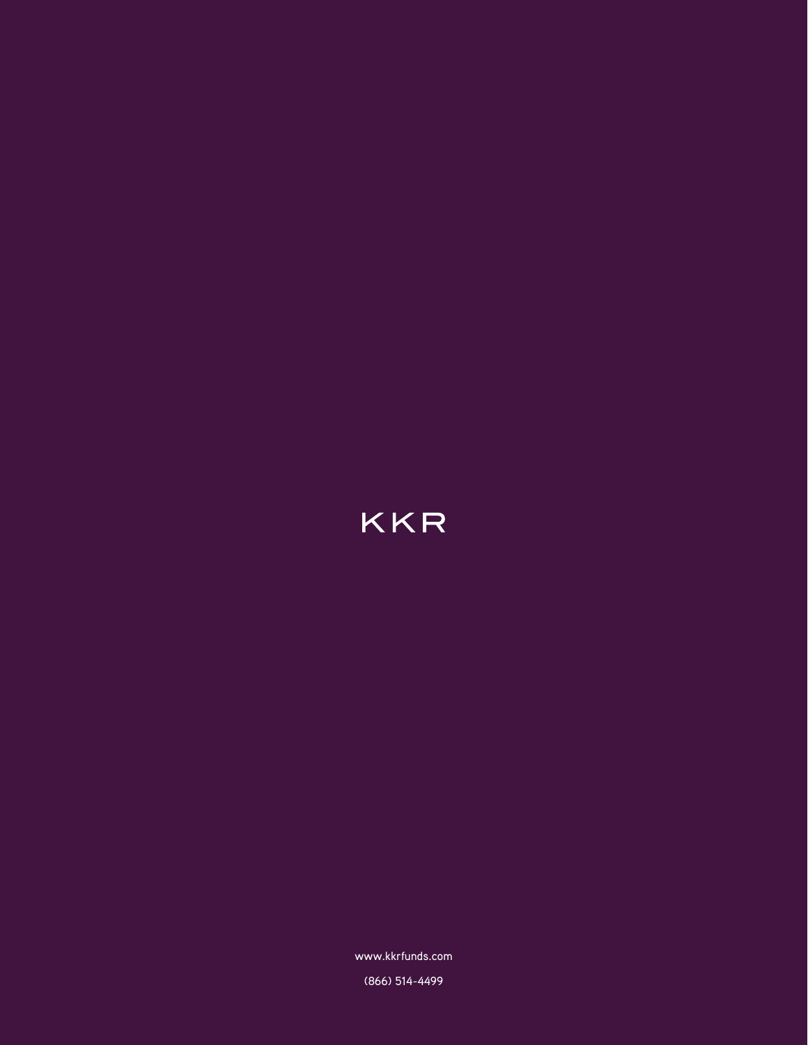KKR

www.kkrfunds.com

(866) 514-4499